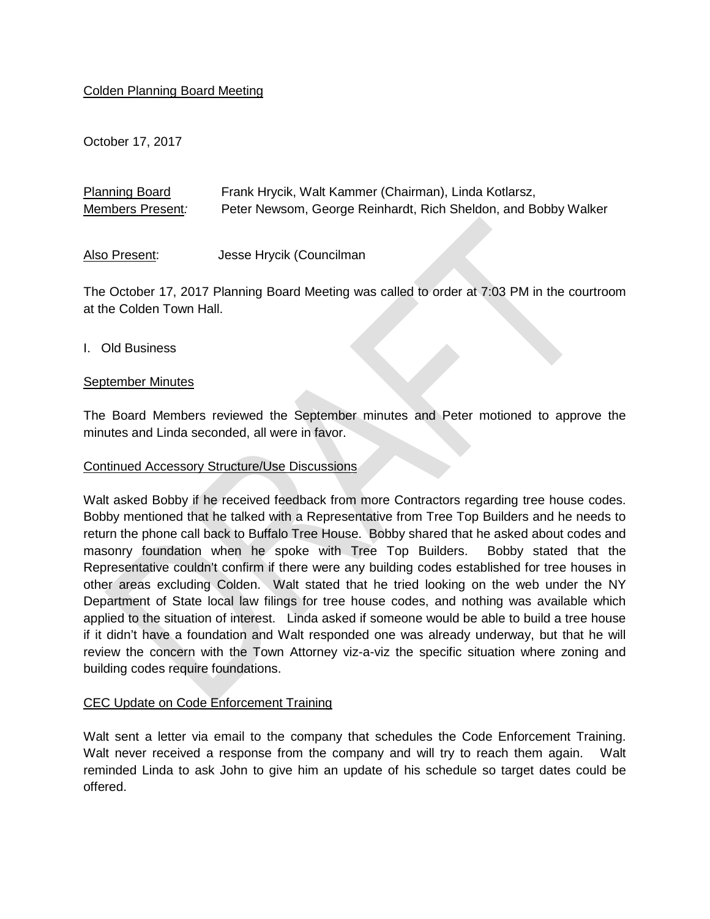Colden Planning Board Meeting

October 17, 2017

Planning Board Members Present: Frank Hrycik, Walt Kammer (Chairman), Linda Kotlarsz, Peter Newsom, George Reinhardt, Rich Sheldon, and Bobby Walker

Also Present: Jesse Hrycik (Councilman

The October 17, 2017 Planning Board Meeting was called to order at 7:03 PM in the courtroom at the Colden Town Hall.

I. Old Business

September Minutes

The Board Members reviewed the September minutes and Peter motioned to approve the minutes and Linda seconded, all were in favor.

Continued Accessory Structure/Use Discussions

Walt asked Bobby if he received feedback from more Contractors regarding tree house codes. Bobby mentioned that he talked with a Representative from Tree Top Builders and he needs to return the phone call back to Buffalo Tree House. Bobby shared that he asked about codes and masonry foundation when he spoke with Tree Top Builders. Bobby stated that the Representative couldn't confirm if there were any building codes established for tree houses in other areas excluding Colden. Walt stated that he tried looking on the web under the NY Department of State local law filings for tree house codes, and nothing was available which applied to the situation of interest. Linda asked if someone would be able to build a tree house if it didn't have a foundation and Walt responded one was already underway, but that he will review the concern with the Town Attorney viz-a-viz the specific situation where zoning and building codes require foundations.

CEC Update on Code Enforcement Training

Walt sent a letter via email to the company that schedules the Code Enforcement Training. Walt never received a response from the company and will try to reach them again. Walt reminded Linda to ask John to give him an update of his schedule so target dates could be offered.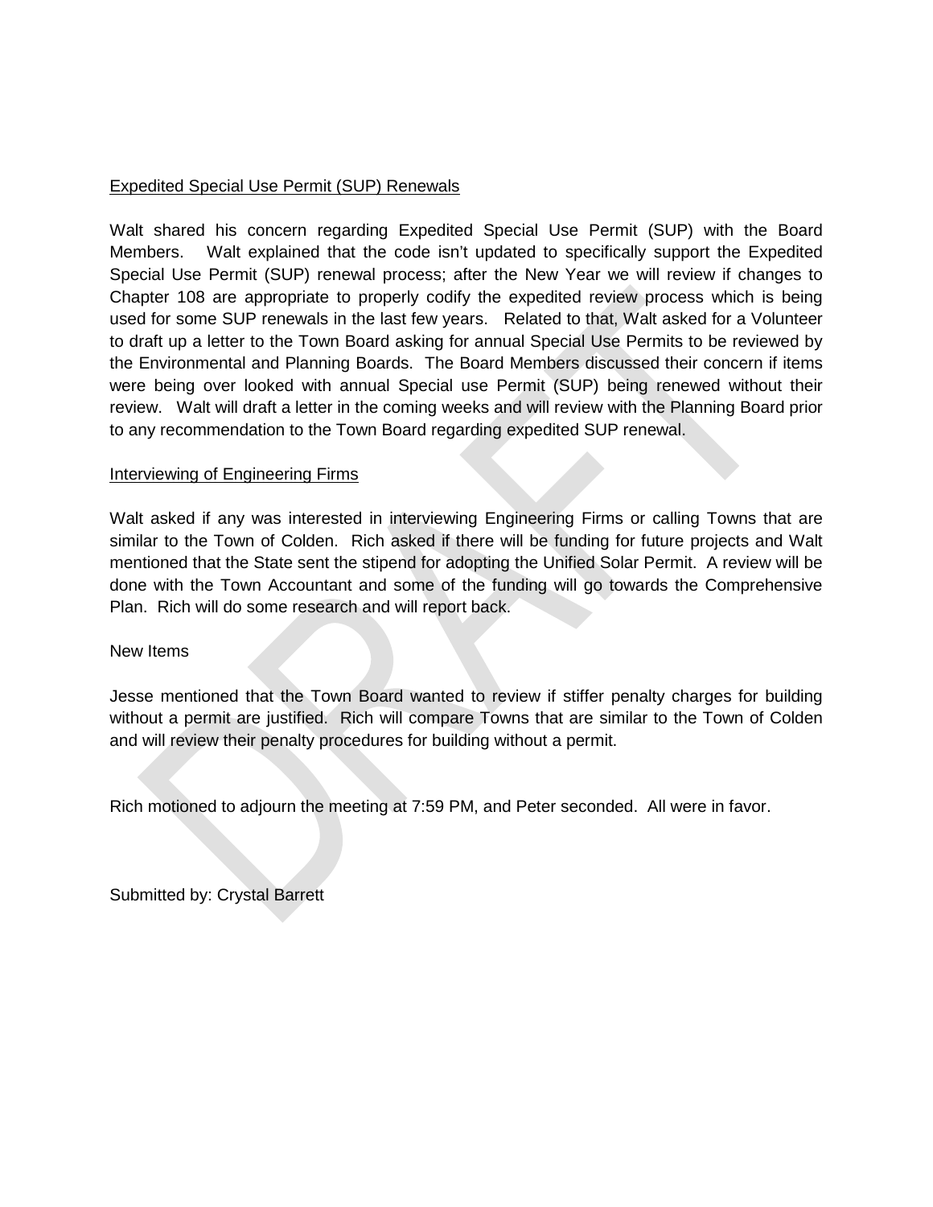<u>Expedited Special Use Permit (SUP) Renewals</u>

Walt shared his concern regarding Expedited Special Use Permit (SUP) with the Board Members. Walt explained that the code isn't updated to specifically support the Expedited Special Use Permit (SUP) renewal process; after the New Year we will review if changes to Chapter 108 are appropriate to properly codify the expedited review process which is being used for some SUP renewals in the last few years. Related to that, Walt asked for a Volunteer to draft up a letter to the Town Board asking for annual Special Use Permits to be reviewed by the Environmental and Planning Boards. The Board Members discussed their concern if items were being over looked with annual Special use Permit (SUP) being renewed without their review. Walt will draft a letter in the coming weeks and will review with the Planning Board prior to any recommendation to the Town Board regarding expedited SUP renewal.

<u>Interviewing of Engineering Firms</u>

Walt asked if any was interested in interviewing Engineering Firms or calling Towns that are similar to the Town of Colden. Rich asked if there will be funding for future projects and Walt mentioned that the State sent the stipend for adopting the Unified Solar Permit. A review will be done with the Town Accountant and some of the funding will go towards the Comprehensive Plan. Rich will do some research and will report back.

New Items

Jesse mentioned that the Town Board wanted to review if stiffer penalty charges for building without a permit are justified. Rich will compare Towns that are similar to the Town of Colden and will review their penalty procedures for building without a permit.

Rich motioned to adjourn the meeting at 7:59 PM, and Peter seconded. All were in favor.

Submitted by: Crystal Barrett